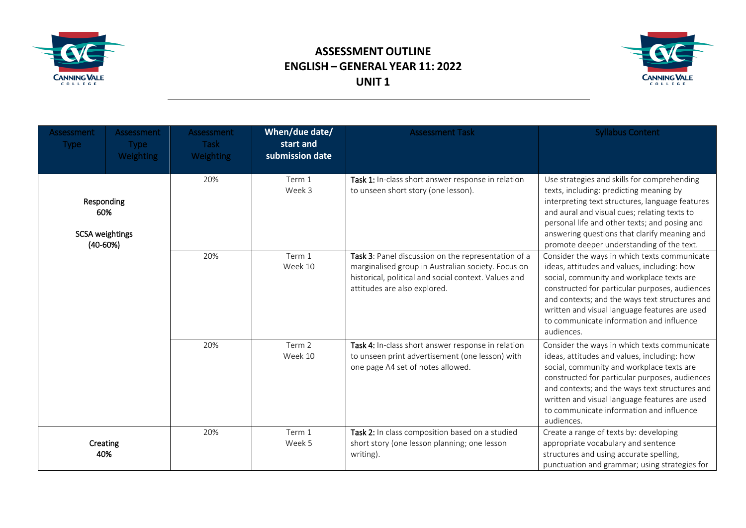# ASSESSMENT OUTLINE
# ENGLISH – GENERAL YEAR 11: 2022
# UNIT 1

| Assessment Type | Assessment Type Weighting | Assessment Task Weighting | When/due date/ start and submission date | Assessment Task | Syllabus Content |
|---|---|---|---|---|---|
| Responding 60% SCSA weightings (40-60%) | | 20% | Term 1 Week 3 | **Task 1:** In-class short answer response in relation to unseen short story (one lesson). | Use strategies and skills for comprehending texts, including: predicting meaning by interpreting text structures, language features and aural and visual cues; relating texts to personal life and other texts; and posing and answering questions that clarify meaning and promote deeper understanding of the text. |
| | | 20% | Term 1 Week 10 | **Task 3**: Panel discussion on the representation of a marginalised group in Australian society. Focus on historical, political and social context. Values and attitudes are also explored. | Consider the ways in which texts communicate ideas, attitudes and values, including: how social, community and workplace texts are constructed for particular purposes, audiences and contexts; and the ways text structures and written and visual language features are used to communicate information and influence audiences. |
| | | 20% | Term 2 Week 10 | **Task 4:** In-class short answer response in relation to unseen print advertisement (one lesson) with one page A4 set of notes allowed. | Consider the ways in which texts communicate ideas, attitudes and values, including: how social, community and workplace texts are constructed for particular purposes, audiences and contexts; and the ways text structures and written and visual language features are used to communicate information and influence audiences. |
| Creating 40% | | 20% | Term 1 Week 5 | **Task 2:** In class composition based on a studied short story (one lesson planning; one lesson writing). | Create a range of texts by: developing appropriate vocabulary and sentence structures and using accurate spelling, punctuation and grammar; using strategies for |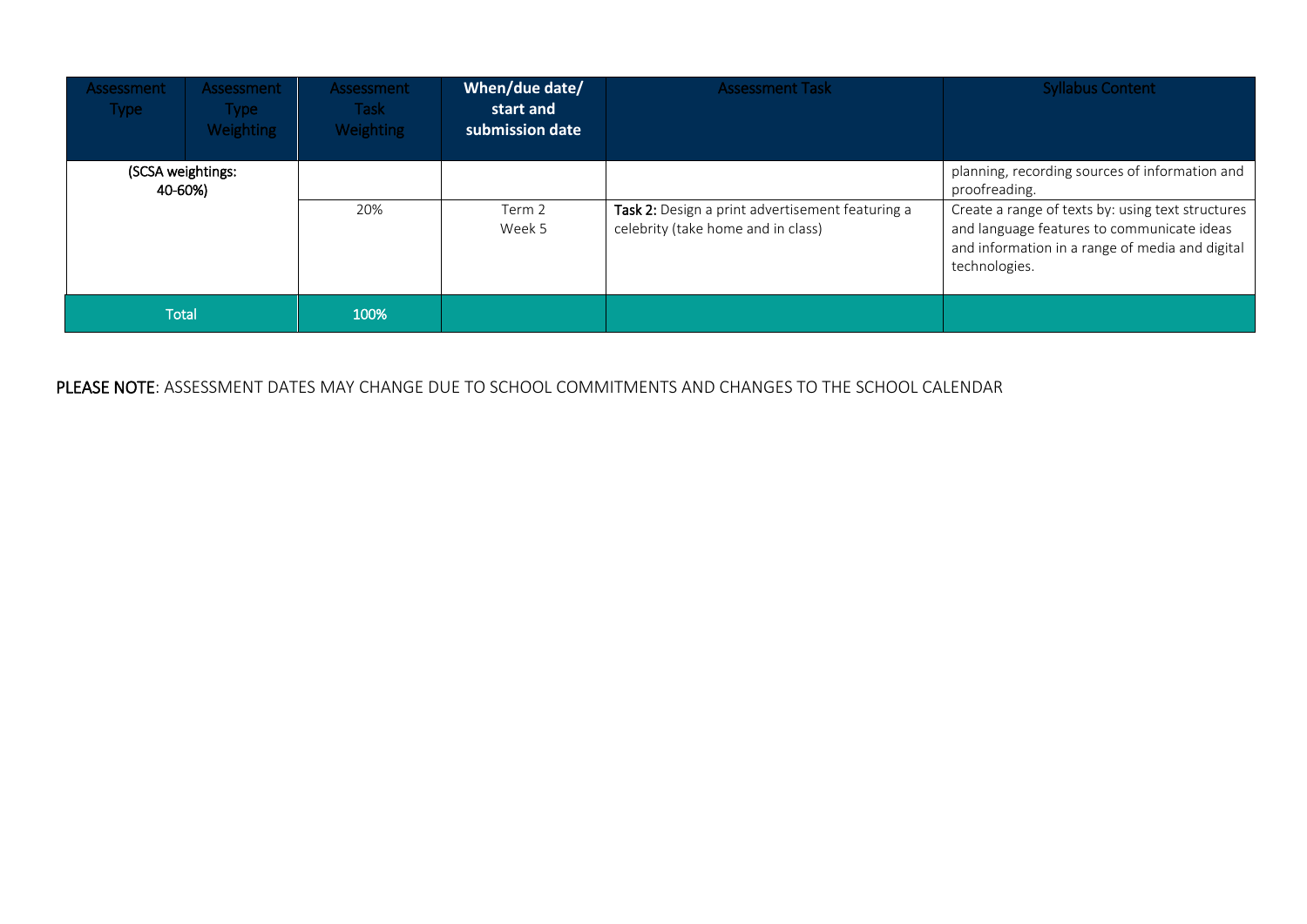| Assessment Type | Assessment Type Weighting | Assessment Task Weighting | When/due date/ start and submission date | Assessment Task | Syllabus Content |
| --- | --- | --- | --- | --- | --- |
| (SCSA weightings: 40-60%) | | | | | planning, recording sources of information and proofreading. |
| | | 20% | Term 2 Week 5 | **Task 2:** Design a print advertisement featuring a celebrity (take home and in class) | Create a range of texts by: using text structures and language features to communicate ideas and information in a range of media and digital technologies. |
| Total | | 100% | | | |

**PLEASE NOTE**: ASSESSMENT DATES MAY CHANGE DUE TO SCHOOL COMMITMENTS AND CHANGES TO THE SCHOOL CALENDAR